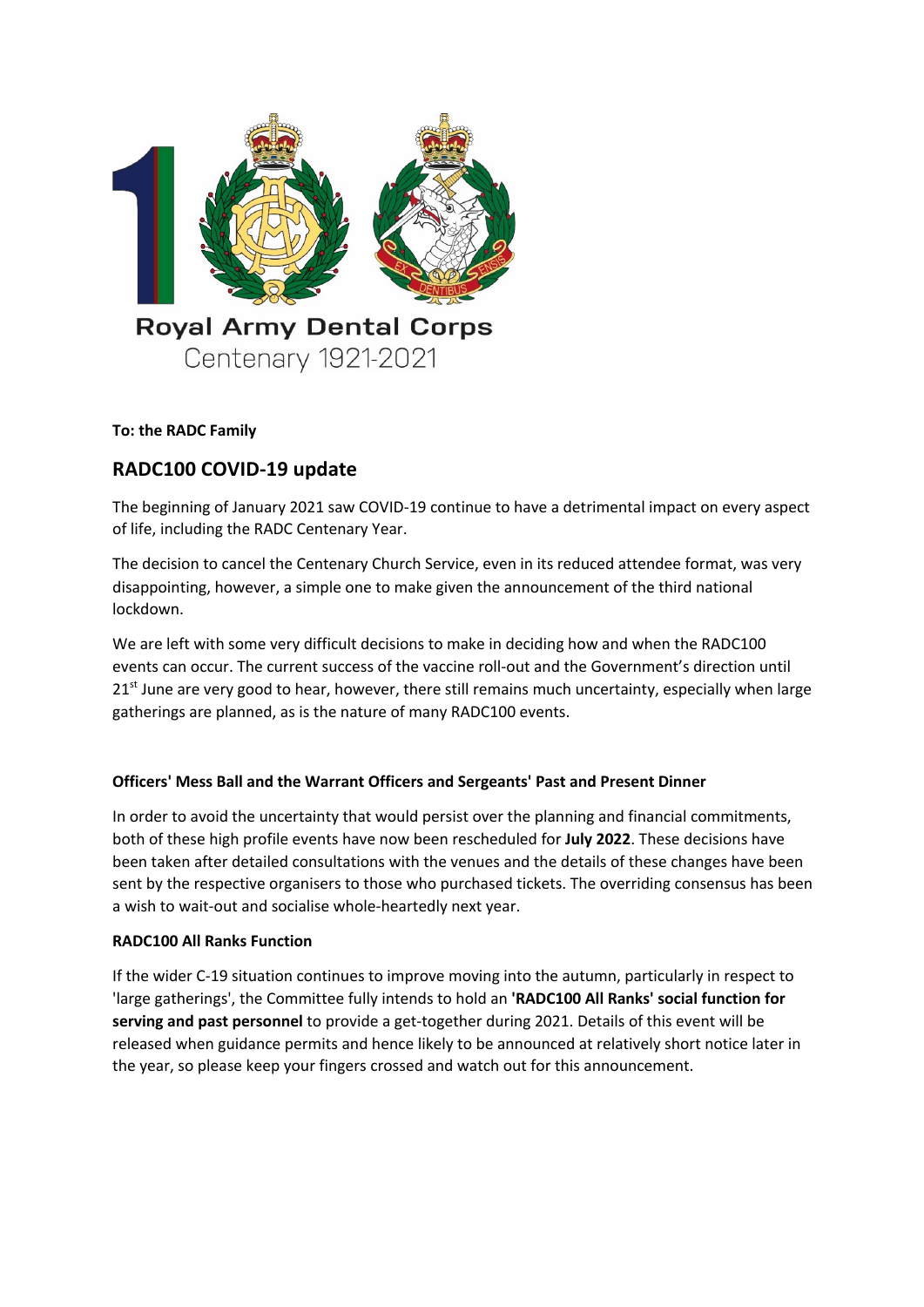Royal Army Dental Corps
Centenary 1921-2021

**To: the RADC Family**

## RADC100 COVID-19 update

The beginning of January 2021 saw COVID-19 continue to have a detrimental impact on every aspect of life, including the RADC Centenary Year.

The decision to cancel the Centenary Church Service, even in its reduced attendee format, was very disappointing, however, a simple one to make given the announcement of the third national lockdown.

We are left with some very difficult decisions to make in deciding how and when the RADC100 events can occur. The current success of the vaccine roll-out and the Government's direction until 21st June are very good to hear, however, there still remains much uncertainty, especially when large gatherings are planned, as is the nature of many RADC100 events.

### Officers' Mess Ball and the Warrant Officers and Sergeants' Past and Present Dinner

In order to avoid the uncertainty that would persist over the planning and financial commitments, both of these high profile events have now been rescheduled for **July 2022**. These decisions have been taken after detailed consultations with the venues and the details of these changes have been sent by the respective organisers to those who purchased tickets. The overriding consensus has been a wish to wait-out and socialise whole-heartedly next year.

### RADC100 All Ranks Function

If the wider C-19 situation continues to improve moving into the autumn, particularly in respect to 'large gatherings', the Committee fully intends to hold an **'RADC100 All Ranks' social function for serving and past personnel** to provide a get-together during 2021. Details of this event will be released when guidance permits and hence likely to be announced at relatively short notice later in the year, so please keep your fingers crossed and watch out for this announcement.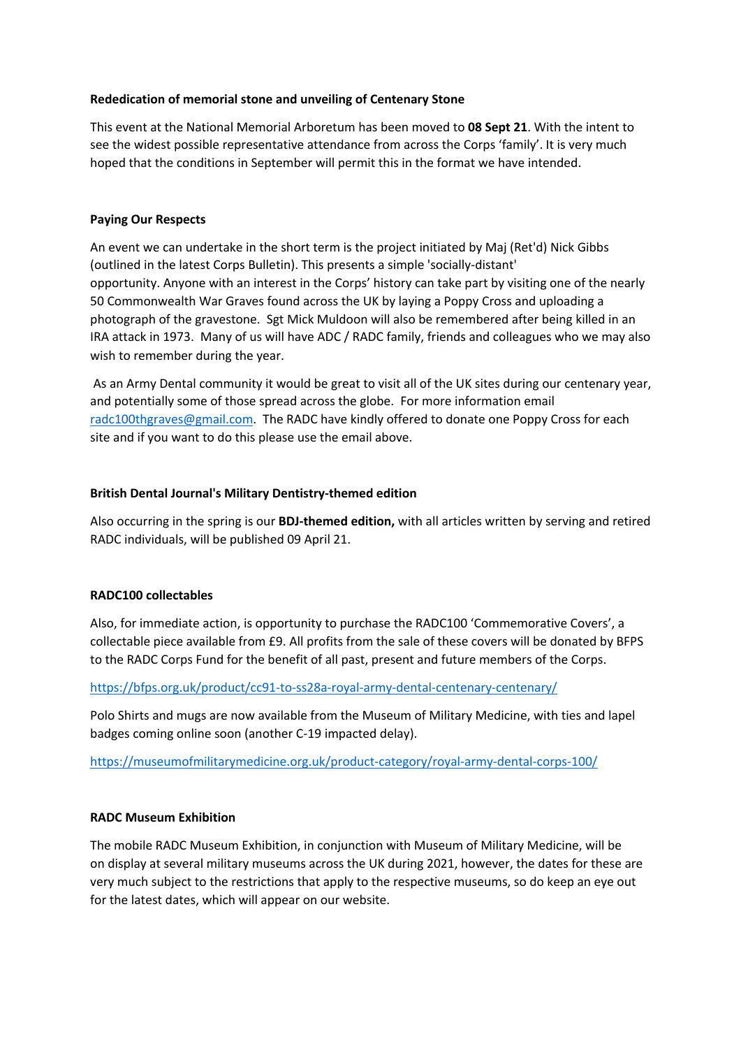**Rededication of memorial stone and unveiling of Centenary Stone**

This event at the National Memorial Arboretum has been moved to **08 Sept 21**. With the intent to see the widest possible representative attendance from across the Corps 'family'. It is very much hoped that the conditions in September will permit this in the format we have intended.

**Paying Our Respects**

An event we can undertake in the short term is the project initiated by Maj (Ret'd) Nick Gibbs (outlined in the latest Corps Bulletin). This presents a simple 'socially-distant' opportunity. Anyone with an interest in the Corps' history can take part by visiting one of the nearly 50 Commonwealth War Graves found across the UK by laying a Poppy Cross and uploading a photograph of the gravestone. Sgt Mick Muldoon will also be remembered after being killed in an IRA attack in 1973. Many of us will have ADC / RADC family, friends and colleagues who we may also wish to remember during the year.

As an Army Dental community it would be great to visit all of the UK sites during our centenary year, and potentially some of those spread across the globe. For more information email radc100thgraves@gmail.com. The RADC have kindly offered to donate one Poppy Cross for each site and if you want to do this please use the email above.

**British Dental Journal's Military Dentistry-themed edition**

Also occurring in the spring is our **BDJ-themed edition,** with all articles written by serving and retired RADC individuals, will be published 09 April 21.

**RADC100 collectables**

Also, for immediate action, is opportunity to purchase the RADC100 'Commemorative Covers', a collectable piece available from £9. All profits from the sale of these covers will be donated by BFPS to the RADC Corps Fund for the benefit of all past, present and future members of the Corps.

https://bfps.org.uk/product/cc91-to-ss28a-royal-army-dental-centenary-centenary/

Polo Shirts and mugs are now available from the Museum of Military Medicine, with ties and lapel badges coming online soon (another C-19 impacted delay).

https://museumofmilitarymedicine.org.uk/product-category/royal-army-dental-corps-100/

**RADC Museum Exhibition**

The mobile RADC Museum Exhibition, in conjunction with Museum of Military Medicine, will be on display at several military museums across the UK during 2021, however, the dates for these are very much subject to the restrictions that apply to the respective museums, so do keep an eye out for the latest dates, which will appear on our website.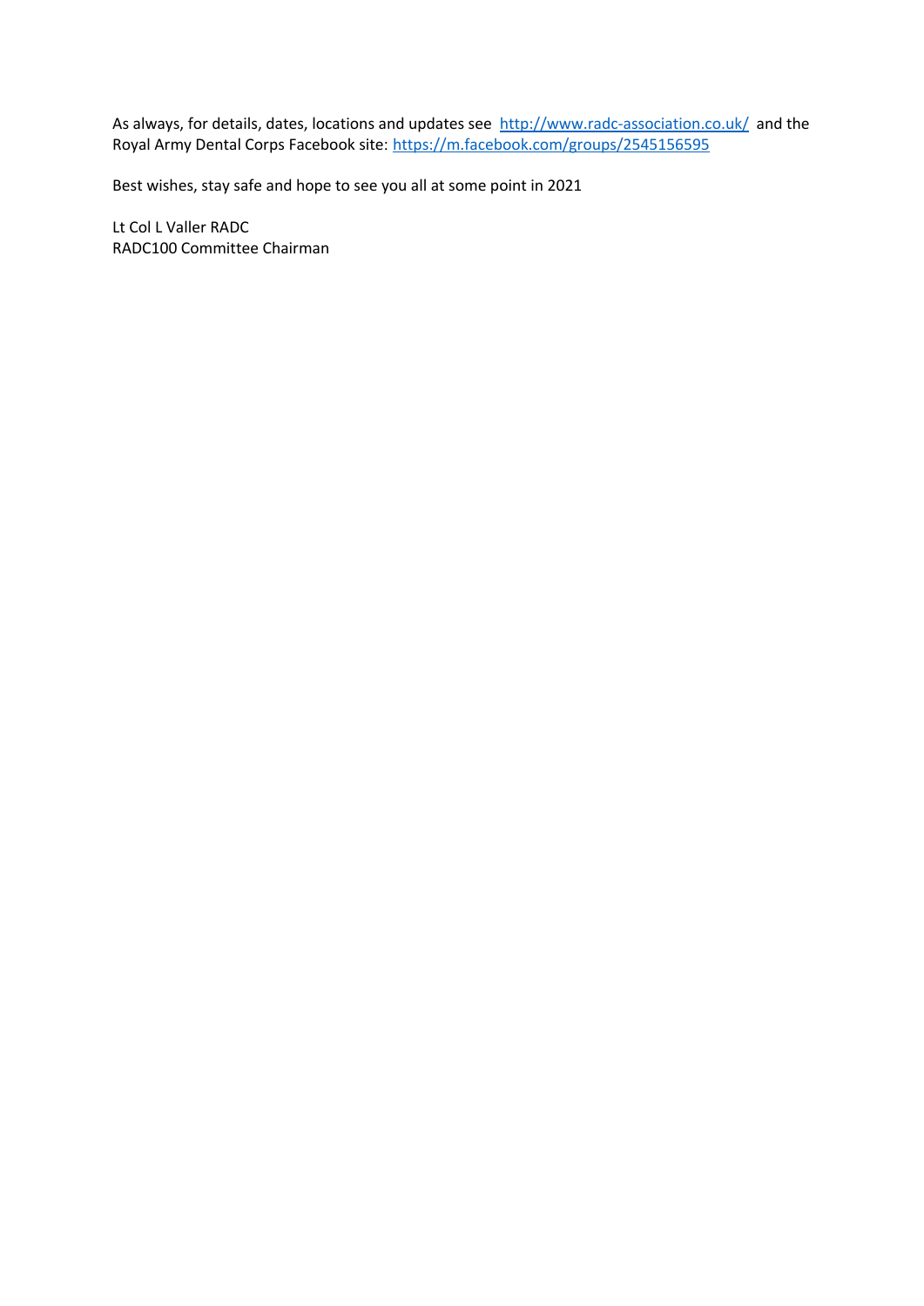As always, for details, dates, locations and updates see http://www.radc-association.co.uk/ and the Royal Army Dental Corps Facebook site: https://m.facebook.com/groups/2545156595

Best wishes, stay safe and hope to see you all at some point in 2021

Lt Col L Valler RADC
RADC100 Committee Chairman